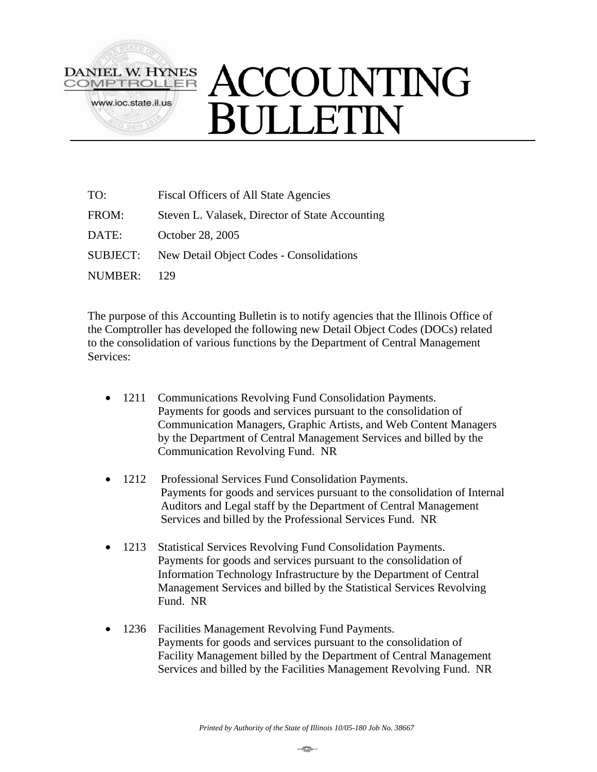DANIEL W. HYNES
COMPTROLLER
www.ioc.state.il.us

# ACCOUNTING BULLETIN

TO: Fiscal Officers of All State Agencies

FROM: Steven L. Valasek, Director of State Accounting

DATE: October 28, 2005

SUBJECT: New Detail Object Codes - Consolidations

NUMBER: 129

The purpose of this Accounting Bulletin is to notify agencies that the Illinois Office of the Comptroller has developed the following new Detail Object Codes (DOCs) related to the consolidation of various functions by the Department of Central Management Services:

- 1211 Communications Revolving Fund Consolidation Payments.
  Payments for goods and services pursuant to the consolidation of Communication Managers, Graphic Artists, and Web Content Managers by the Department of Central Management Services and billed by the Communication Revolving Fund. NR

- 1212 Professional Services Fund Consolidation Payments.
  Payments for goods and services pursuant to the consolidation of Internal Auditors and Legal staff by the Department of Central Management Services and billed by the Professional Services Fund. NR

- 1213 Statistical Services Revolving Fund Consolidation Payments.
  Payments for goods and services pursuant to the consolidation of Information Technology Infrastructure by the Department of Central Management Services and billed by the Statistical Services Revolving Fund. NR

- 1236 Facilities Management Revolving Fund Payments.
  Payments for goods and services pursuant to the consolidation of Facility Management billed by the Department of Central Management Services and billed by the Facilities Management Revolving Fund. NR

*Printed by Authority of the State of Illinois 10/05-180 Job No. 38667*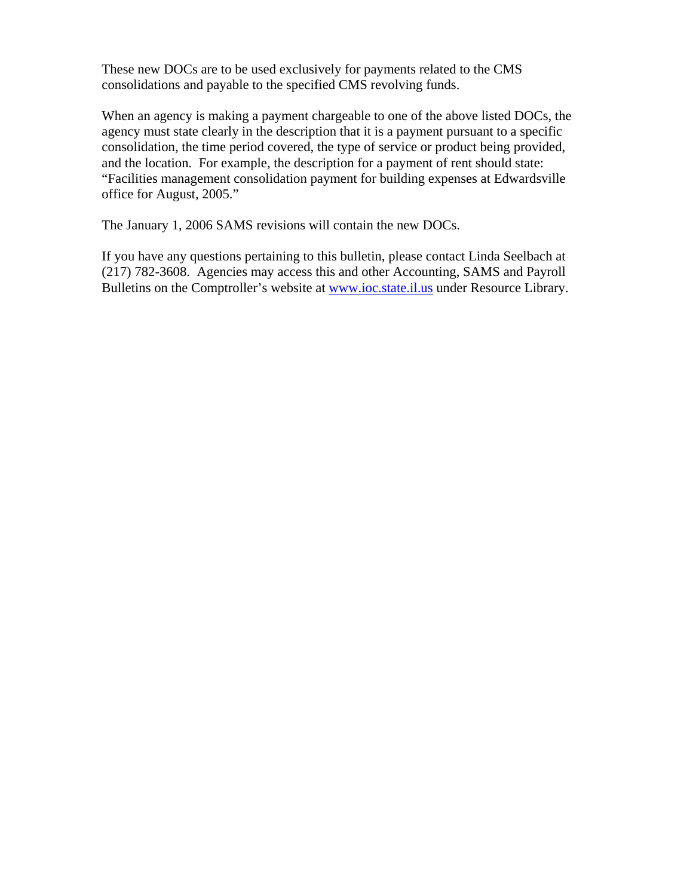These new DOCs are to be used exclusively for payments related to the CMS consolidations and payable to the specified CMS revolving funds.

When an agency is making a payment chargeable to one of the above listed DOCs, the agency must state clearly in the description that it is a payment pursuant to a specific consolidation, the time period covered, the type of service or product being provided, and the location. For example, the description for a payment of rent should state: "Facilities management consolidation payment for building expenses at Edwardsville office for August, 2005."

The January 1, 2006 SAMS revisions will contain the new DOCs.

If you have any questions pertaining to this bulletin, please contact Linda Seelbach at (217) 782-3608. Agencies may access this and other Accounting, SAMS and Payroll Bulletins on the Comptroller's website at www.ioc.state.il.us under Resource Library.